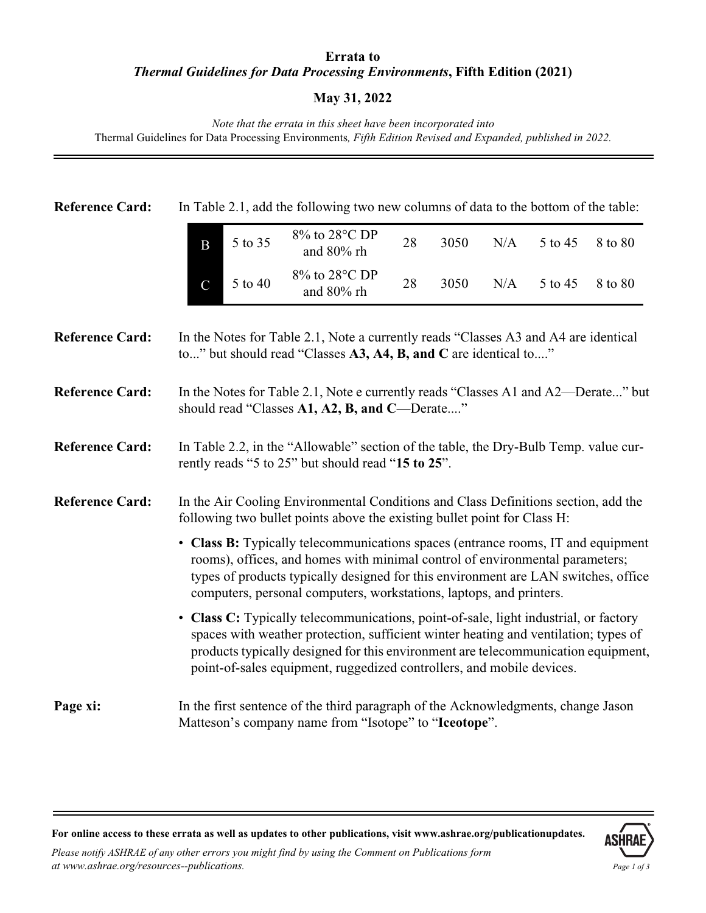**Errata to**
***Thermal Guidelines for Data Processing Environments*, Fifth Edition (2021)**

**May 31, 2022**

*Note that the errata in this sheet have been incorporated into* Thermal Guidelines for Data Processing Environments*, Fifth Edition Revised and Expanded, published in 2022.*

---

**Reference Card:** In Table 2.1, add the following two new columns of data to the bottom of the table:

| | | | | | | | |
|---|---|---|---|---|---|---|---|
| B | 5 to 35 | 8% to 28°C DP and 80% rh | 28 | 3050 | N/A | 5 to 45 | 8 to 80 |
| C | 5 to 40 | 8% to 28°C DP and 80% rh | 28 | 3050 | N/A | 5 to 45 | 8 to 80 |

**Reference Card:** In the Notes for Table 2.1, Note a currently reads "Classes A3 and A4 are identical to..." but should read "Classes **A3, A4, B, and C** are identical to...."

**Reference Card:** In the Notes for Table 2.1, Note e currently reads "Classes A1 and A2—Derate..." but should read "Classes **A1, A2, B, and C**—Derate...."

**Reference Card:** In Table 2.2, in the "Allowable" section of the table, the Dry-Bulb Temp. value currently reads "5 to 25" but should read "**15 to 25**".

**Reference Card:** In the Air Cooling Environmental Conditions and Class Definitions section, add the following two bullet points above the existing bullet point for Class H:

- **Class B:** Typically telecommunications spaces (entrance rooms, IT and equipment rooms), offices, and homes with minimal control of environmental parameters; types of products typically designed for this environment are LAN switches, office computers, personal computers, workstations, laptops, and printers.
- **Class C:** Typically telecommunications, point-of-sale, light industrial, or factory spaces with weather protection, sufficient winter heating and ventilation; types of products typically designed for this environment are telecommunication equipment, point-of-sales equipment, ruggedized controllers, and mobile devices.

**Page xi:** In the first sentence of the third paragraph of the Acknowledgments, change Jason Matteson's company name from "Isotope" to "**Iceotope**".

---

**For online access to these errata as well as updates to other publications, visit www.ashrae.org/publicationupdates.**

*Please notify ASHRAE of any other errors you might find by using the Comment on Publications form at www.ashrae.org/resources--publications.*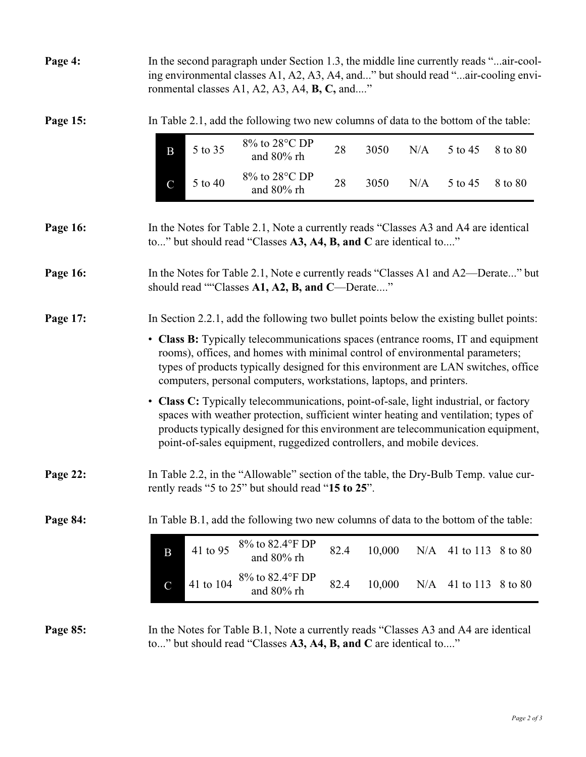**Page 4:** In the second paragraph under Section 1.3, the middle line currently reads "...air-cooling environmental classes A1, A2, A3, A4, and..." but should read "...air-cooling environmental classes A1, A2, A3, A4, **B, C,** and...."

**Page 15:** In Table 2.1, add the following two new columns of data to the bottom of the table:

| | | | | | | | |
|---|---|---|---|---|---|---|---|
| B | 5 to 35 | 8% to 28°C DP and 80% rh | 28 | 3050 | N/A | 5 to 45 | 8 to 80 |
| C | 5 to 40 | 8% to 28°C DP and 80% rh | 28 | 3050 | N/A | 5 to 45 | 8 to 80 |

**Page 16:** In the Notes for Table 2.1, Note a currently reads "Classes A3 and A4 are identical to..." but should read "Classes **A3, A4, B, and C** are identical to...."

**Page 16:** In the Notes for Table 2.1, Note e currently reads "Classes A1 and A2—Derate..." but should read ""Classes **A1, A2, B, and C**—Derate...."

**Page 17:** In Section 2.2.1, add the following two bullet points below the existing bullet points:

- **Class B:** Typically telecommunications spaces (entrance rooms, IT and equipment rooms), offices, and homes with minimal control of environmental parameters; types of products typically designed for this environment are LAN switches, office computers, personal computers, workstations, laptops, and printers.
- **Class C:** Typically telecommunications, point-of-sale, light industrial, or factory spaces with weather protection, sufficient winter heating and ventilation; types of products typically designed for this environment are telecommunication equipment, point-of-sales equipment, ruggedized controllers, and mobile devices.

**Page 22:** In Table 2.2, in the "Allowable" section of the table, the Dry-Bulb Temp. value currently reads "5 to 25" but should read "**15 to 25**".

**Page 84:** In Table B.1, add the following two new columns of data to the bottom of the table:

| | | | | | | | |
|---|---|---|---|---|---|---|---|
| B | 41 to 95 | 8% to 82.4°F DP and 80% rh | 82.4 | 10,000 | N/A | 41 to 113 | 8 to 80 |
| C | 41 to 104 | 8% to 82.4°F DP and 80% rh | 82.4 | 10,000 | N/A | 41 to 113 | 8 to 80 |

**Page 85:** In the Notes for Table B.1, Note a currently reads "Classes A3 and A4 are identical to..." but should read "Classes **A3, A4, B, and C** are identical to...."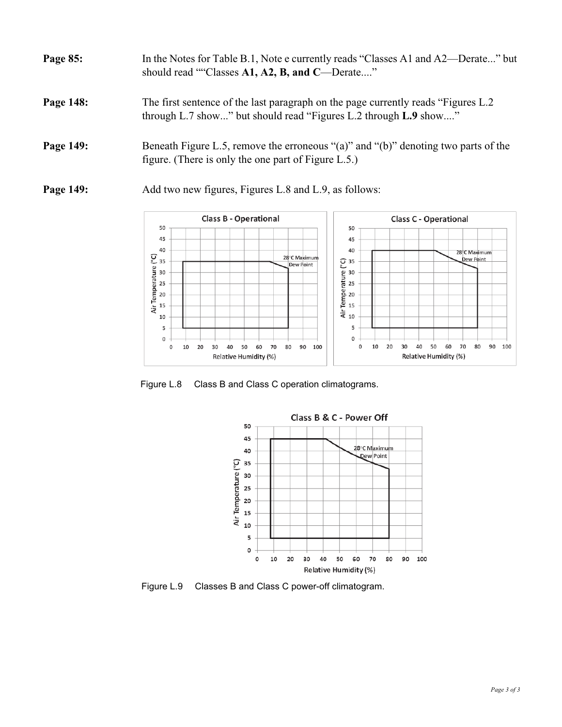**Page 85:** In the Notes for Table B.1, Note e currently reads "Classes A1 and A2—Derate..." but should read ""Classes **A1, A2, B, and C**—Derate...."

**Page 148:** The first sentence of the last paragraph on the page currently reads "Figures L.2 through L.7 show..." but should read "Figures L.2 through **L.9** show...."

**Page 149:** Beneath Figure L.5, remove the erroneous "(a)" and "(b)" denoting two parts of the figure. (There is only the one part of Figure L.5.)

**Page 149:** Add two new figures, Figures L.8 and L.9, as follows:

Class B - Operational

28°C Maximum Dew Point

Air Temperature (°C)

50
45
40
35
30
25
20
15
10
5
0

Relative Humidity (%)

0 10 20 30 40 50 60 70 80 90 100

Class C - Operational

28°C Maximum Dew Point

Air Temperature (°C)

50
45
40
35
30
25
20
15
10
5
0

Relative Humidity (%)

0 10 20 30 40 50 60 70 80 90 100

Figure L.8 Class B and Class C operation climatograms.

Class B & C - Power Off

28°C Maximum Dew Point

Air Temperature (°C)

50
45
40
35
30
25
20
15
10
5
0

Relative Humidity (%)

0 10 20 30 40 50 60 70 80 90 100

Figure L.9 Classes B and Class C power-off climatogram.